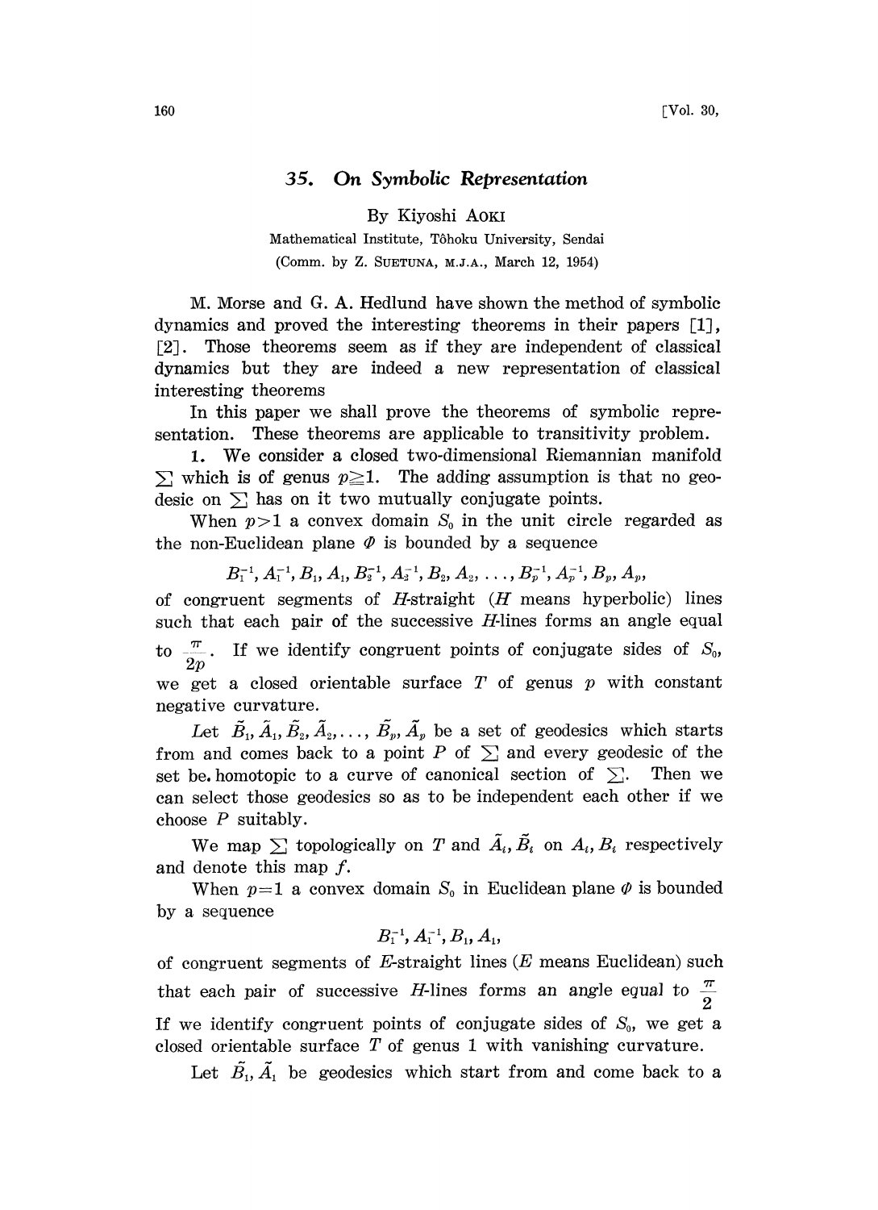# 35. On Symbolic Representation

By Kiyoshi AOKI

Mathematical Institute, Tôhoku University, Sendai

(Comm. by Z. SUETUNA, M.J.A., March 12, 1954)

M. Morse and G. A. Hedlund have shown the method of symbolic dynamics and proved the interesting theorems in their papers [1], [2]. Those theorems seem as if they are independent of classical dynamics but they are indeed a new representation of classical interesting theorems

In this paper we shall prove the theorems of symbolic representation. These theorems are applicable to transitivity problem.

**1.** We consider a closed two-dimensional Riemannian manifold $\sum$ which is of genus $p\geqq 1$. The adding assumption is that no geodesic on $\sum$ has on it two mutually conjugate points.

When $p>1$ a convex domain $S_0$ in the unit circle regarded as the non-Euclidean plane $\Phi$ is bounded by a sequence

$$B_1^{-1}, A_1^{-1}, B_1, A_1, B_2^{-1}, A_2^{-1}, B_2, A_2, \ldots, B_p^{-1}, A_p^{-1}, B_p, A_p,$$

of congruent segments of $H$-straight ($H$ means hyperbolic) lines such that each pair of the successive $H$-lines forms an angle equal to $\frac{\pi}{2p}$. If we identify congruent points of conjugate sides of $S_0$, we get a closed orientable surface $T$ of genus $p$ with constant negative curvature.

Let $\tilde{B}_1, \tilde{A}_1, \tilde{B}_2, \tilde{A}_2, \ldots, \tilde{B}_p, \tilde{A}_p$ be a set of geodesics which starts from and comes back to a point $P$ of $\sum$ and every geodesic of the set be homotopic to a curve of canonical section of $\sum$. Then we can select those geodesics so as to be independent each other if we choose $P$ suitably.

We map $\sum$ topologically on $T$ and $\tilde{A}_i, \tilde{B}_i$ on $A_i, B_i$ respectively and denote this map $f$.

When $p=1$ a convex domain $S_0$ in Euclidean plane $\Phi$ is bounded by a sequence

$$B_1^{-1}, A_1^{-1}, B_1, A_1,$$

of congruent segments of $E$-straight lines ($E$ means Euclidean) such that each pair of successive $H$-lines forms an angle equal to $\frac{\pi}{2}$. If we identify congruent points of conjugate sides of $S_0$, we get a closed orientable surface $T$ of genus 1 with vanishing curvature.

Let $\tilde{B}_1, \tilde{A}_1$ be geodesics which start from and come back to a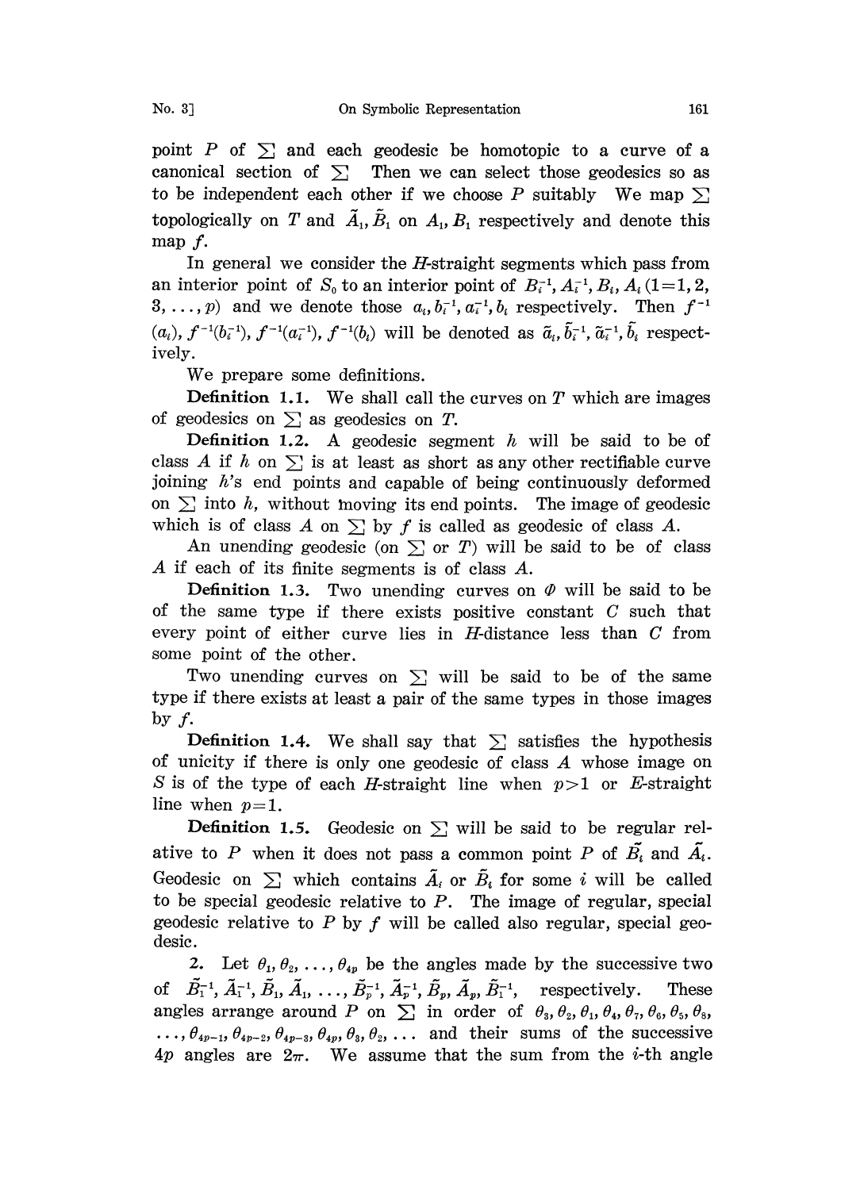point $P$ of $\sum$ and each geodesic be homotopic to a curve of a canonical section of $\sum$ Then we can select those geodesics so as to be independent each other if we choose $P$ suitably We map $\sum$ topologically on $T$ and $\tilde{A}_1, \tilde{B}_1$ on $A_1, B_1$ respectively and denote this map $f$.

In general we consider the $H$-straight segments which pass from an interior point of $S_0$ to an interior point of $B_i^{-1}, A_i^{-1}, B_i, A_i$ $(1=1, 2, 3, \ldots, p)$ and we denote those $a_i, b_i^{-1}, a_i^{-1}, b_i$ respectively. Then $f^{-1}(a_i), f^{-1}(b_i^{-1}), f^{-1}(a_i^{-1}), f^{-1}(b_i)$ will be denoted as $\tilde{a}_i, \tilde{b}_i^{-1}, \tilde{a}_i^{-1}, \tilde{b}_i$ respectively.

We prepare some definitions.

**Definition 1.1.** We shall call the curves on $T$ which are images of geodesics on $\sum$ as geodesics on $T$.

**Definition 1.2.** A geodesic segment $h$ will be said to be of class $A$ if $h$ on $\sum$ is at least as short as any other rectifiable curve joining $h$'s end points and capable of being continuously deformed on $\sum$ into $h$, without moving its end points. The image of geodesic which is of class $A$ on $\sum$ by $f$ is called as geodesic of class $A$.

An unending geodesic (on $\sum$ or $T$) will be said to be of class $A$ if each of its finite segments is of class $A$.

**Definition 1.3.** Two unending curves on $\Phi$ will be said to be of the same type if there exists positive constant $C$ such that every point of either curve lies in $H$-distance less than $C$ from some point of the other.

Two unending curves on $\sum$ will be said to be of the same type if there exists at least a pair of the same types in those images by $f$.

**Definition 1.4.** We shall say that $\sum$ satisfies the hypothesis of unicity if there is only one geodesic of class $A$ whose image on $S$ is of the type of each $H$-straight line when $p>1$ or $E$-straight line when $p=1$.

**Definition 1.5.** Geodesic on $\sum$ will be said to be regular relative to $P$ when it does not pass a common point $P$ of $\tilde{B}_i$ and $\tilde{A}_i$. Geodesic on $\sum$ which contains $\tilde{A}_i$ or $\tilde{B}_i$ for some $i$ will be called to be special geodesic relative to $P$. The image of regular, special geodesic relative to $P$ by $f$ will be called also regular, special geodesic.

2. Let $\theta_1, \theta_2, \ldots, \theta_{4p}$ be the angles made by the successive two of $\tilde{B}_1^{-1}, \tilde{A}_1^{-1}, \tilde{B}_1, \tilde{A}_1, \ldots, \tilde{B}_p^{-1}, \tilde{A}_p^{-1}, \tilde{B}_p, \tilde{A}_p, \tilde{B}_1^{-1}$, respectively. These angles arrange around $P$ on $\sum$ in order of $\theta_3, \theta_2, \theta_1, \theta_4, \theta_7, \theta_6, \theta_5, \theta_8, \ldots, \theta_{4p-1}, \theta_{4p-2}, \theta_{4p-3}, \theta_{4p}, \theta_3, \theta_2, \ldots$ and their sums of the successive $4p$ angles are $2\pi$. We assume that the sum from the $i$-th angle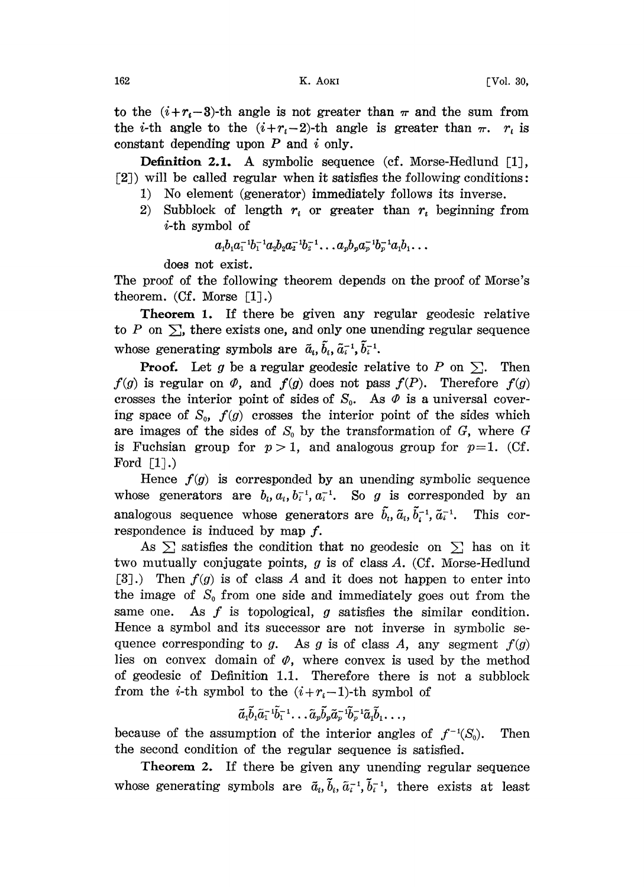to the $(i+r_i-3)$-th angle is not greater than $\pi$ and the sum from the $i$-th angle to the $(i+r_i-2)$-th angle is greater than $\pi$. $r_i$ is constant depending upon $P$ and $i$ only.

**Definition 2.1.** A symbolic sequence (cf. Morse-Hedlund [1], [2]) will be called regular when it satisfies the following conditions:

1) No element (generator) immediately follows its inverse.
2) Subblock of length $r_i$ or greater than $r_i$ beginning from $i$-th symbol of

$$a_1b_1a_1^{-1}b_1^{-1}a_2b_2a_2^{-1}b_2^{-1}\dots a_pb_pa_p^{-1}b_p^{-1}a_1b_1\dots$$

does not exist.

The proof of the following theorem depends on the proof of Morse's theorem. (Cf. Morse [1].)

**Theorem 1.** If there be given any regular geodesic relative to $P$ on $\sum$, there exists one, and only one unending regular sequence whose generating symbols are $\tilde{a}_i, \tilde{b}_i, \tilde{a}_i^{-1}, \tilde{b}_i^{-1}$.

**Proof.** Let $g$ be a regular geodesic relative to $P$ on $\sum$. Then $f(g)$ is regular on $\Phi$, and $f(g)$ does not pass $f(P)$. Therefore $f(g)$ crosses the interior point of sides of $S_0$. As $\Phi$ is a universal covering space of $S_0$, $f(g)$ crosses the interior point of the sides which are images of the sides of $S_0$ by the transformation of $G$, where $G$ is Fuchsian group for $p>1$, and analogous group for $p=1$. (Cf. Ford [1].)

Hence $f(g)$ is corresponded by an unending symbolic sequence whose generators are $b_i, a_i, b_i^{-1}, a_i^{-1}$. So $g$ is corresponded by an analogous sequence whose generators are $\tilde{b}_i, \tilde{a}_i, \tilde{b}_i^{-1}, \tilde{a}_i^{-1}$. This correspondence is induced by map $f$.

As $\sum$ satisfies the condition that no geodesic on $\sum$ has on it two mutually conjugate points, $g$ is of class $A$. (Cf. Morse-Hedlund [3].) Then $f(g)$ is of class $A$ and it does not happen to enter into the image of $S_0$ from one side and immediately goes out from the same one. As $f$ is topological, $g$ satisfies the similar condition. Hence a symbol and its successor are not inverse in symbolic sequence corresponding to $g$. As $g$ is of class $A$, any segment $f(g)$ lies on convex domain of $\Phi$, where convex is used by the method of geodesic of Definition 1.1. Therefore there is not a subblock from the $i$-th symbol to the $(i+r_i-1)$-th symbol of

$$\tilde{a}_1\tilde{b}_1\tilde{a}_1^{-1}\tilde{b}_1^{-1}\dots\tilde{a}_p\tilde{b}_p\tilde{a}_p^{-1}\tilde{b}_p^{-1}\tilde{a}_1\tilde{b}_1\dots,$$

because of the assumption of the interior angles of $f^{-1}(S_0)$. Then the second condition of the regular sequence is satisfied.

**Theorem 2.** If there be given any unending regular sequence whose generating symbols are $\tilde{a}_i, \tilde{b}_i, \tilde{a}_i^{-1}, \tilde{b}_i^{-1}$, there exists at least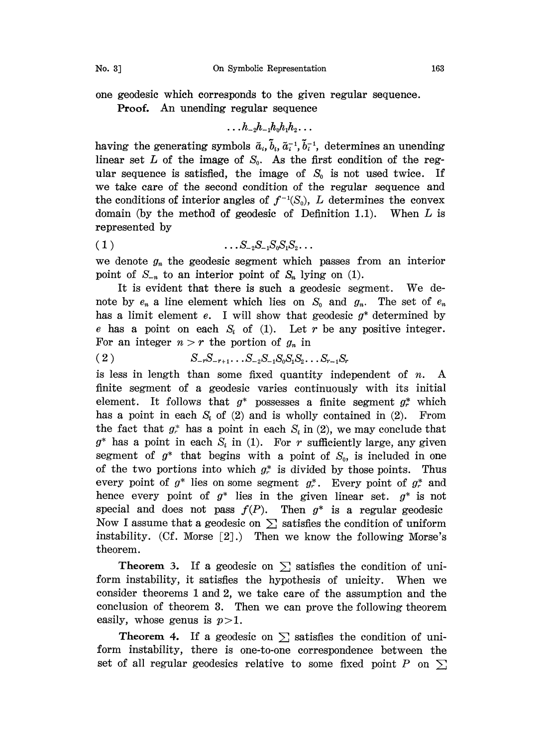one geodesic which corresponds to the given regular sequence.

**Proof.** An unending regular sequence

$$\dots h_{-2}h_{-1}h_0h_1h_2\dots$$

having the generating symbols $\tilde{a}_i, \tilde{b}_i, \tilde{a}_i^{-1}, \tilde{b}_i^{-1}$, determines an unending linear set $L$ of the image of $S_0$. As the first condition of the regular sequence is satisfied, the image of $S_0$ is not used twice. If we take care of the second condition of the regular sequence and the conditions of interior angles of $f^{-1}(S_0)$, $L$ determines the convex domain (by the method of geodesic of Definition 1.1). When $L$ is represented by

$$(1) \qquad \dots S_{-2}S_{-1}S_0S_1S_2\dots$$

we denote $g_n$ the geodesic segment which passes from an interior point of $S_{-n}$ to an interior point of $S_n$ lying on (1).

It is evident that there is such a geodesic segment. We denote by $e_n$ a line element which lies on $S_0$ and $g_n$. The set of $e_n$ has a limit element $e$. I will show that geodesic $g^*$ determined by $e$ has a point on each $S_i$ of (1). Let $r$ be any positive integer. For an integer $n > r$ the portion of $g_n$ in

$$(2) \qquad S_{-r}S_{-r+1}\dots S_{-2}S_{-1}S_0S_1S_2\dots S_{r-1}S_r$$

is less in length than some fixed quantity independent of $n$. A finite segment of a geodesic varies continuously with its initial element. It follows that $g^*$ possesses a finite segment $g_r^*$ which has a point in each $S_i$ of (2) and is wholly contained in (2). From the fact that $g_r^*$ has a point in each $S_i$ in (2), we may conclude that $g^*$ has a point in each $S_i$ in (1). For $r$ sufficiently large, any given segment of $g^*$ that begins with a point of $S_0$, is included in one of the two portions into which $g_r^*$ is divided by those points. Thus every point of $g^*$ lies on some segment $g_r^*$. Every point of $g_r^*$ and hence every point of $g^*$ lies in the given linear set. $g^*$ is not special and does not pass $f(P)$. Then $g^*$ is a regular geodesic
Now I assume that a geodesic on $\sum$ satisfies the condition of uniform instability. (Cf. Morse [2].) Then we know the following Morse's theorem.

**Theorem 3.** If a geodesic on $\sum$ satisfies the condition of uniform instability, it satisfies the hypothesis of unicity. When we consider theorems 1 and 2, we take care of the assumption and the conclusion of theorem 3. Then we can prove the following theorem easily, whose genus is $p>1$.

**Theorem 4.** If a geodesic on $\sum$ satisfies the condition of uniform instability, there is one-to-one correspondence between the set of all regular geodesics relative to some fixed point $P$ on $\sum$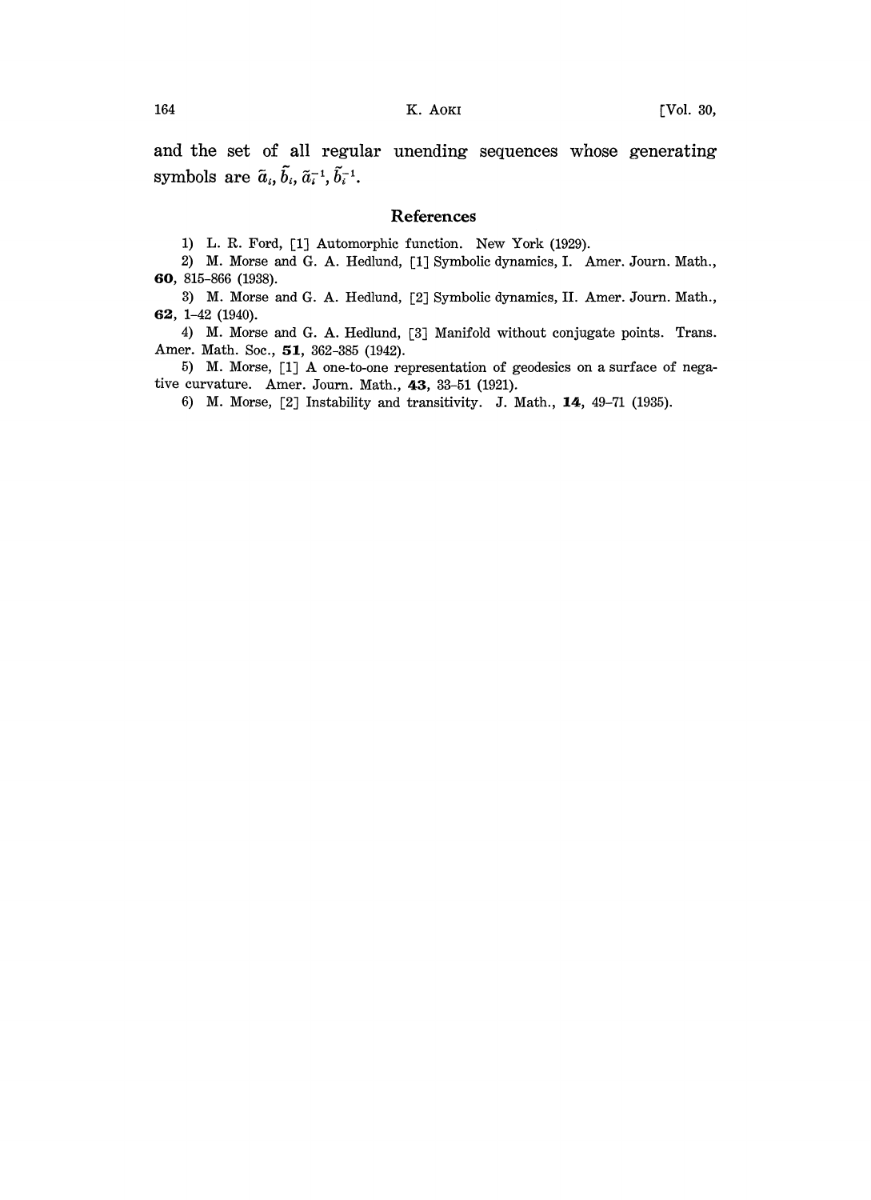and the set of all regular unending sequences whose generating symbols are $\tilde{a}_i, \tilde{b}_i, \tilde{a}_i^{-1}, \tilde{b}_i^{-1}$.

## References

1) L. R. Ford, [1] Automorphic function. New York (1929).

2) M. Morse and G. A. Hedlund, [1] Symbolic dynamics, I. Amer. Journ. Math., **60**, 815–866 (1938).

3) M. Morse and G. A. Hedlund, [2] Symbolic dynamics, II. Amer. Journ. Math., **62**, 1–42 (1940).

4) M. Morse and G. A. Hedlund, [3] Manifold without conjugate points. Trans. Amer. Math. Soc., **51**, 362–385 (1942).

5) M. Morse, [1] A one-to-one representation of geodesics on a surface of negative curvature. Amer. Journ. Math., **43**, 33–51 (1921).

6) M. Morse, [2] Instability and transitivity. J. Math., **14**, 49–71 (1935).